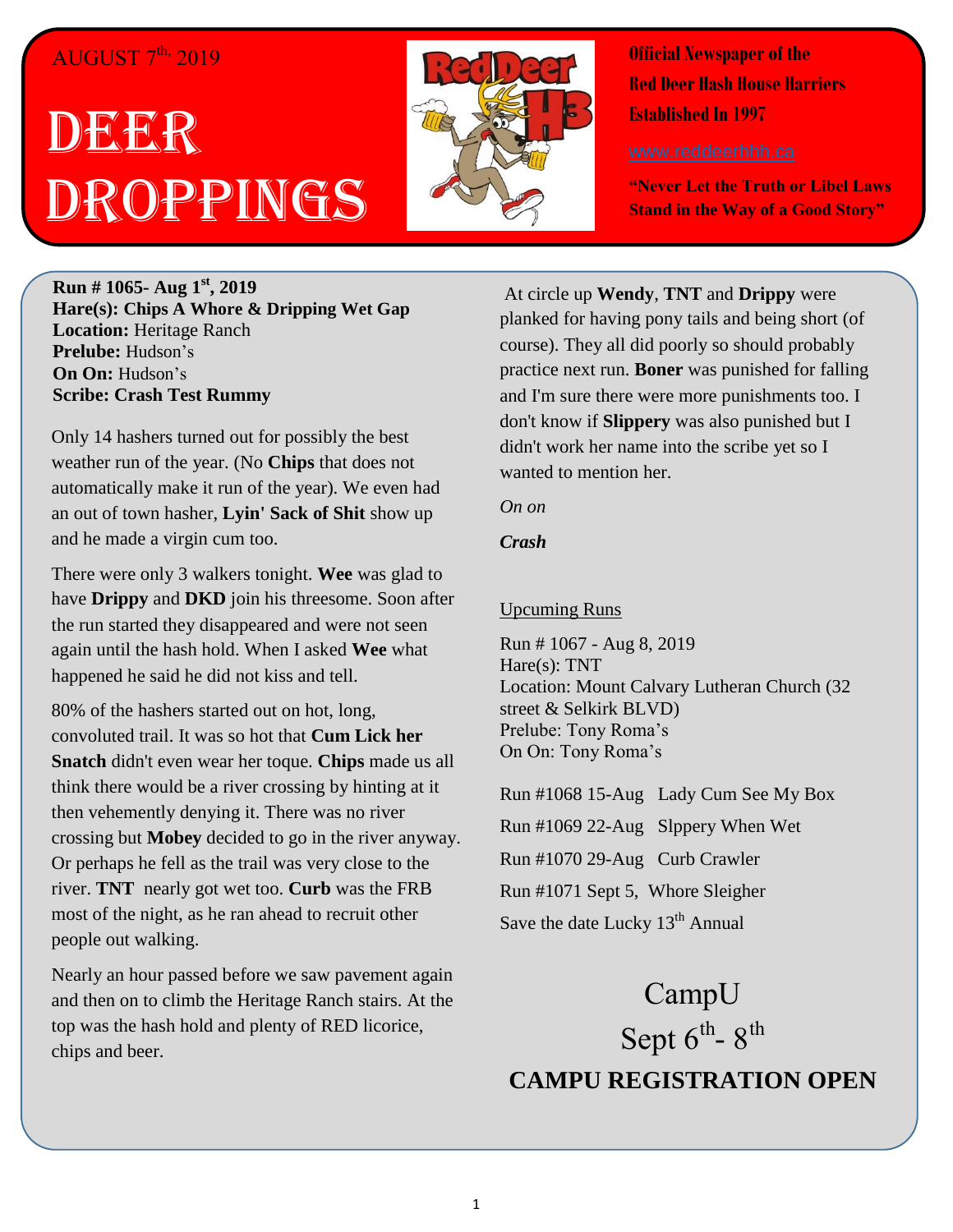AUGUST 7th, 2019

# DEER DROPPINGS

**Official Newspaper of the Red Deer Hash House Harriers Established In 1997**

www.reddeerhhh.ca

**"Never Let the Truth or Libel Laws Stand in the Way of a Good Story"**

**Run # 1065- Aug 1st, 2019**
**Hare(s): Chips A Whore & Dripping Wet Gap**
**Location:** Heritage Ranch
**Prelube:** Hudson's
**On On:** Hudson's
**Scribe: Crash Test Rummy**

Only 14 hashers turned out for possibly the best weather run of the year. (No **Chips** that does not automatically make it run of the year). We even had an out of town hasher, **Lyin' Sack of Shit** show up and he made a virgin cum too.

There were only 3 walkers tonight. **Wee** was glad to have **Drippy** and **DKD** join his threesome. Soon after the run started they disappeared and were not seen again until the hash hold. When I asked **Wee** what happened he said he did not kiss and tell.

80% of the hashers started out on hot, long, convoluted trail. It was so hot that **Cum Lick her Snatch** didn't even wear her toque. **Chips** made us all think there would be a river crossing by hinting at it then vehemently denying it. There was no river crossing but **Mobey** decided to go in the river anyway. Or perhaps he fell as the trail was very close to the river. **TNT** nearly got wet too. **Curb** was the FRB most of the night, as he ran ahead to recruit other people out walking.

Nearly an hour passed before we saw pavement again and then on to climb the Heritage Ranch stairs. At the top was the hash hold and plenty of RED licorice, chips and beer.

At circle up **Wendy**, **TNT** and **Drippy** were planked for having pony tails and being short (of course). They all did poorly so should probably practice next run. **Boner** was punished for falling and I'm sure there were more punishments too. I don't know if **Slippery** was also punished but I didn't work her name into the scribe yet so I wanted to mention her.

*On on*

***Crash***

Upcuming Runs

Run # 1067 - Aug 8, 2019
Hare(s): TNT
Location: Mount Calvary Lutheran Church (32 street & Selkirk BLVD)
Prelube: Tony Roma's
On On: Tony Roma's

Run #1068 15-Aug Lady Cum See My Box

Run #1069 22-Aug Slppery When Wet

Run #1070 29-Aug Curb Crawler

Run #1071 Sept 5, Whore Sleigher

Save the date Lucky 13th Annual

CampU
Sept 6th- 8th

**CAMPU REGISTRATION OPEN**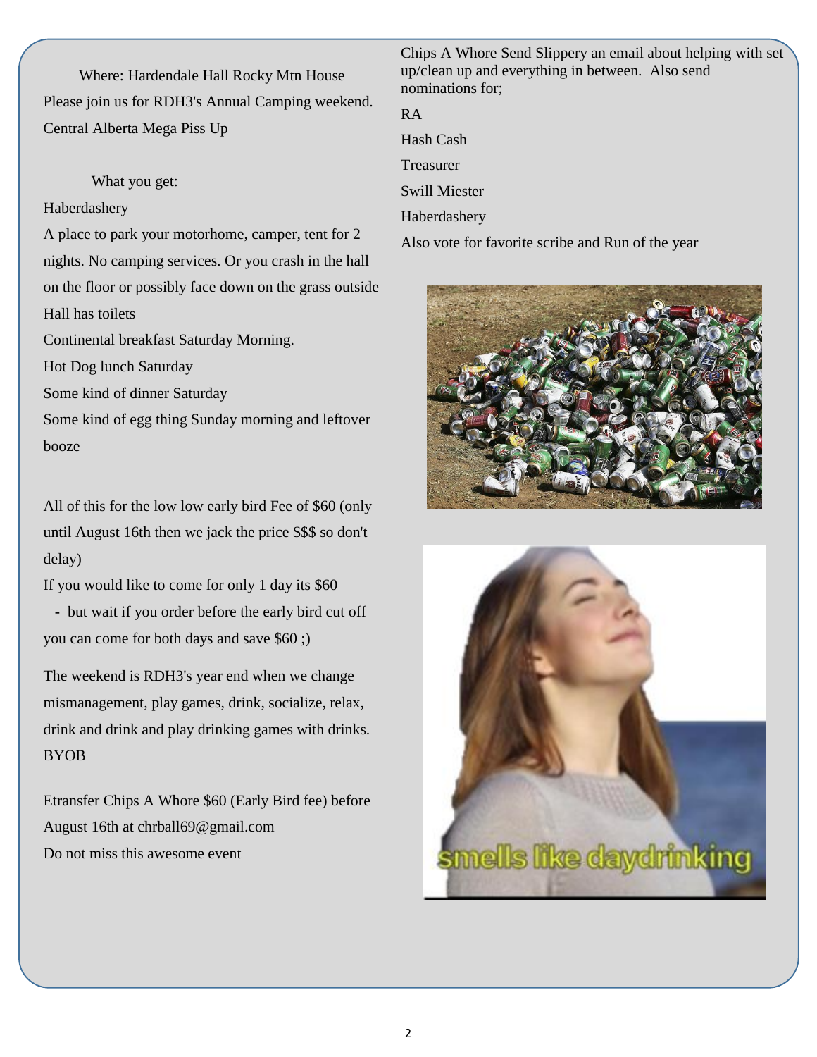Where: Hardendale Hall Rocky Mtn House

Please join us for RDH3's Annual Camping weekend.

Central Alberta Mega Piss Up

What you get:

Haberdashery

A place to park your motorhome, camper, tent for 2 nights. No camping services. Or you crash in the hall on the floor or possibly face down on the grass outside

Hall has toilets

Continental breakfast Saturday Morning.

Hot Dog lunch Saturday

Some kind of dinner Saturday

Some kind of egg thing Sunday morning and leftover booze

All of this for the low low early bird Fee of $60 (only until August 16th then we jack the price $$$ so don't delay)

If you would like to come for only 1 day its $60

- but wait if you order before the early bird cut off you can come for both days and save $60 ;)

The weekend is RDH3's year end when we change mismanagement, play games, drink, socialize, relax, drink and drink and play drinking games with drinks. BYOB

Etransfer Chips A Whore $60 (Early Bird fee) before August 16th at chrball69@gmail.com

Do not miss this awesome event

Chips A Whore Send Slippery an email about helping with set up/clean up and everything in between. Also send nominations for;

RA

Hash Cash

Treasurer

Swill Miester

Haberdashery

Also vote for favorite scribe and Run of the year

smells like daydrinking